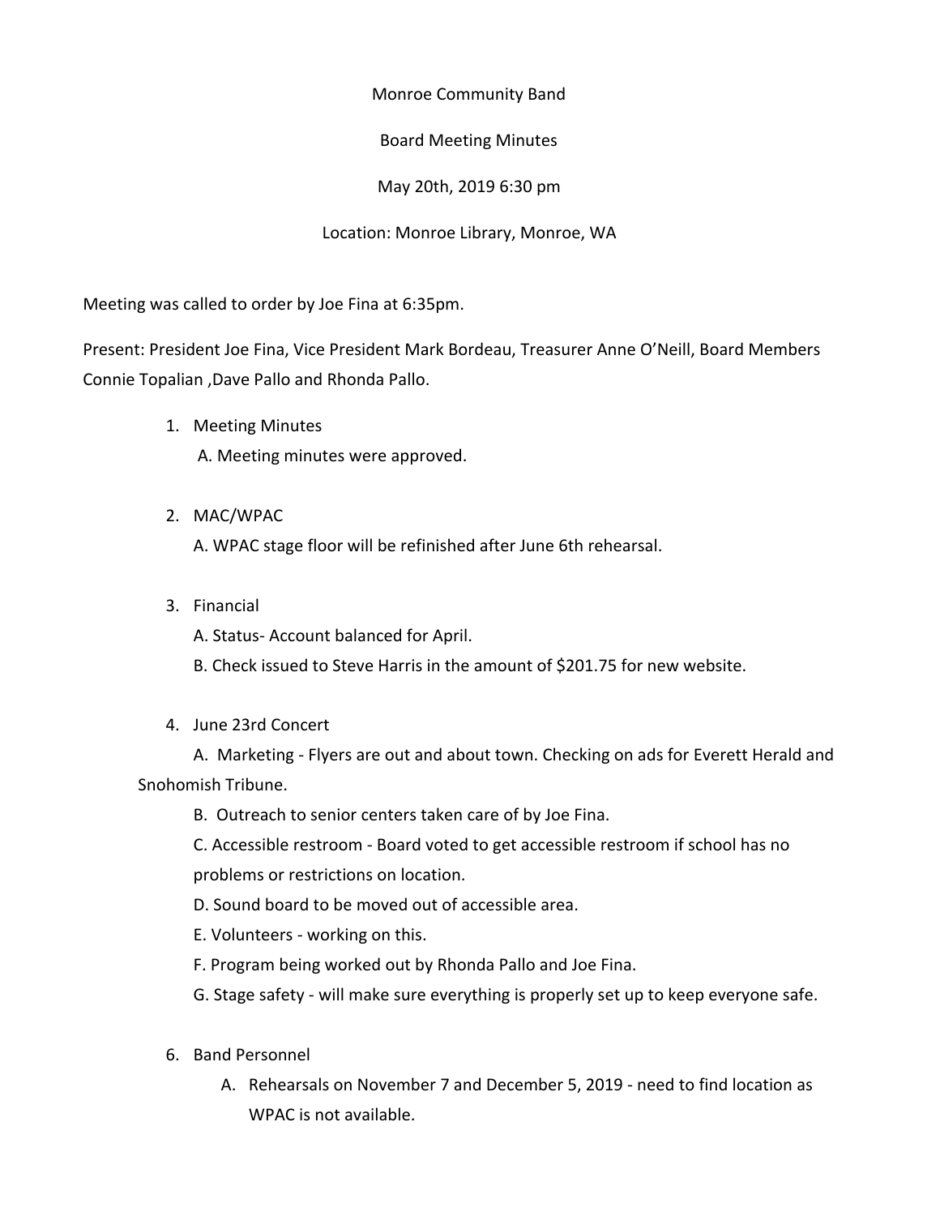Monroe Community Band

Board Meeting Minutes

May 20th, 2019 6:30 pm

Location: Monroe Library, Monroe, WA

Meeting was called to order by Joe Fina at 6:35pm.

Present: President Joe Fina, Vice President Mark Bordeau, Treasurer Anne O'Neill, Board Members Connie Topalian ,Dave Pallo and Rhonda Pallo.

1. Meeting Minutes
   A. Meeting minutes were approved.

2. MAC/WPAC
   A. WPAC stage floor will be refinished after June 6th rehearsal.

3. Financial
   A. Status- Account balanced for April.
   B. Check issued to Steve Harris in the amount of $201.75 for new website.

4. June 23rd Concert
   A. Marketing - Flyers are out and about town. Checking on ads for Everett Herald and Snohomish Tribune.
   B. Outreach to senior centers taken care of by Joe Fina.
   C. Accessible restroom - Board voted to get accessible restroom if school has no problems or restrictions on location.
   D. Sound board to be moved out of accessible area.
   E. Volunteers - working on this.
   F. Program being worked out by Rhonda Pallo and Joe Fina.
   G. Stage safety - will make sure everything is properly set up to keep everyone safe.

6. Band Personnel
   A. Rehearsals on November 7 and December 5, 2019 - need to find location as WPAC is not available.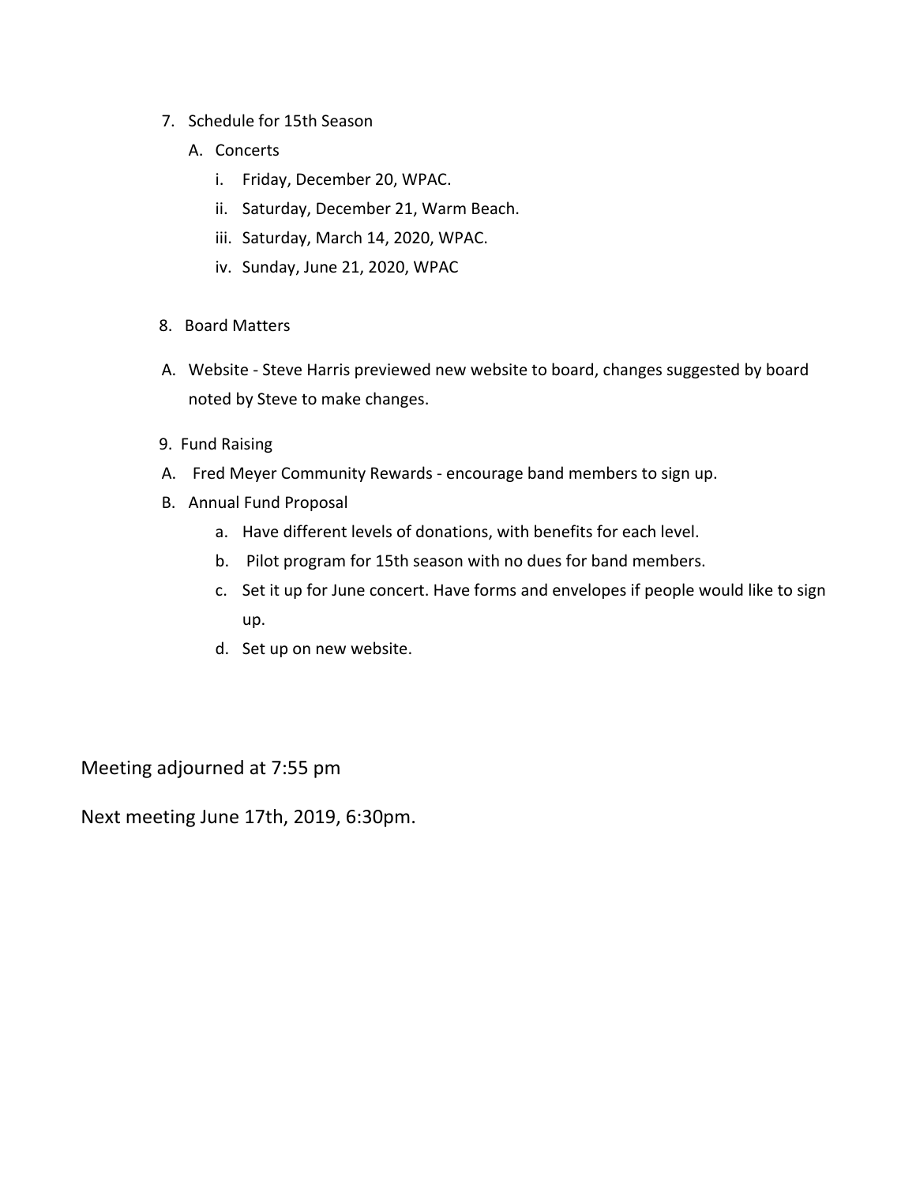7. Schedule for 15th Season
    A. Concerts
        i. Friday, December 20, WPAC.
        ii. Saturday, December 21, Warm Beach.
        iii. Saturday, March 14, 2020, WPAC.
        iv. Sunday, June 21, 2020, WPAC

8. Board Matters

A. Website - Steve Harris previewed new website to board, changes suggested by board noted by Steve to make changes.

9. Fund Raising

A. Fred Meyer Community Rewards - encourage band members to sign up.

B. Annual Fund Proposal
    a. Have different levels of donations, with benefits for each level.
    b. Pilot program for 15th season with no dues for band members.
    c. Set it up for June concert. Have forms and envelopes if people would like to sign up.
    d. Set up on new website.

Meeting adjourned at 7:55 pm

Next meeting June 17th, 2019, 6:30pm.